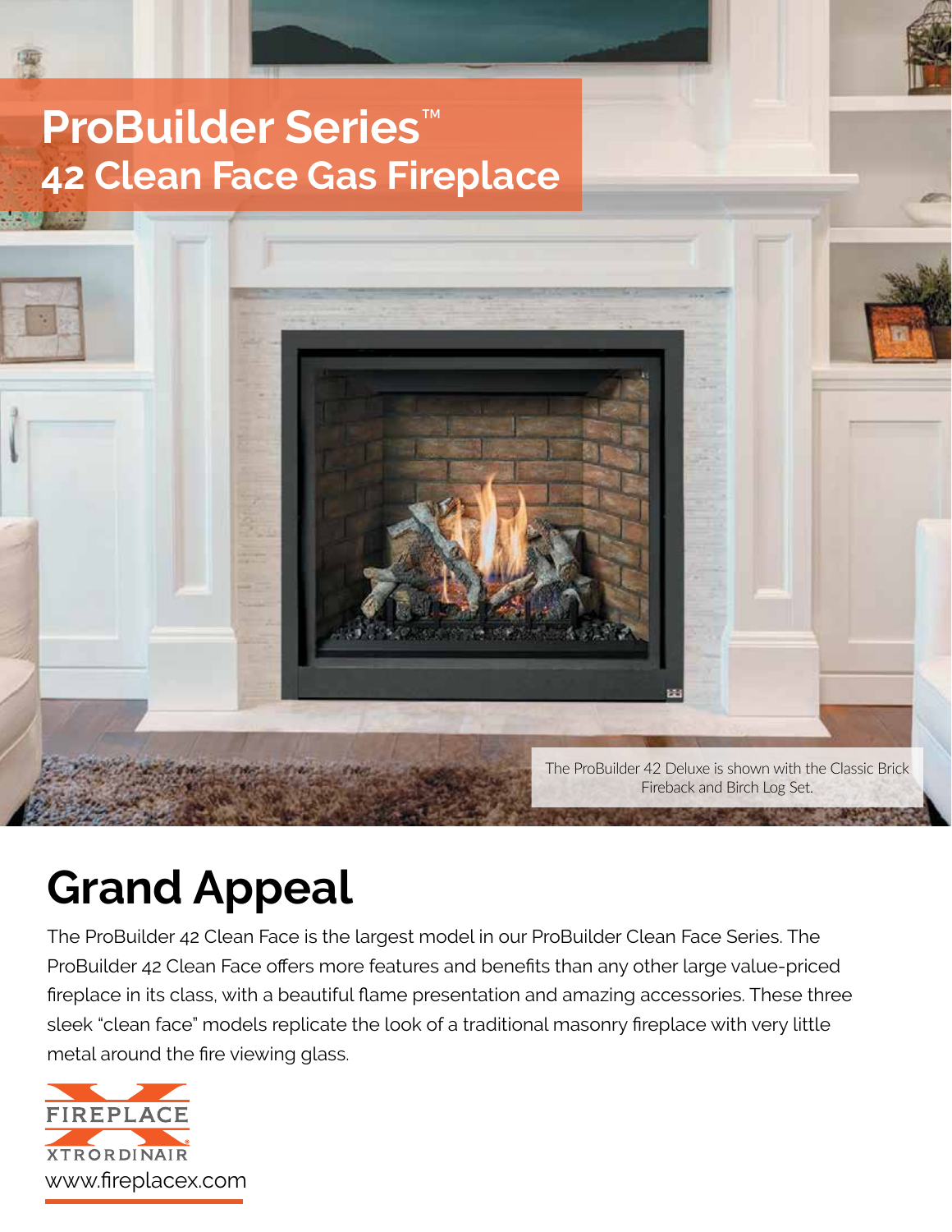# ProBuilder Series™

## 42 Clean Face Gas Fireplace

The ProBuilder 42 Deluxe is shown with the Classic Brick Fireback and Birch Log Set.

## Grand Appeal

The ProBuilder 42 Clean Face is the largest model in our ProBuilder Clean Face Series. The ProBuilder 42 Clean Face offers more features and benefits than any other large value-priced fireplace in its class, with a beautiful flame presentation and amazing accessories. These three sleek "clean face" models replicate the look of a traditional masonry fireplace with very little metal around the fire viewing glass.

FIREPLACE XTRORDINAIR®

www.fireplacex.com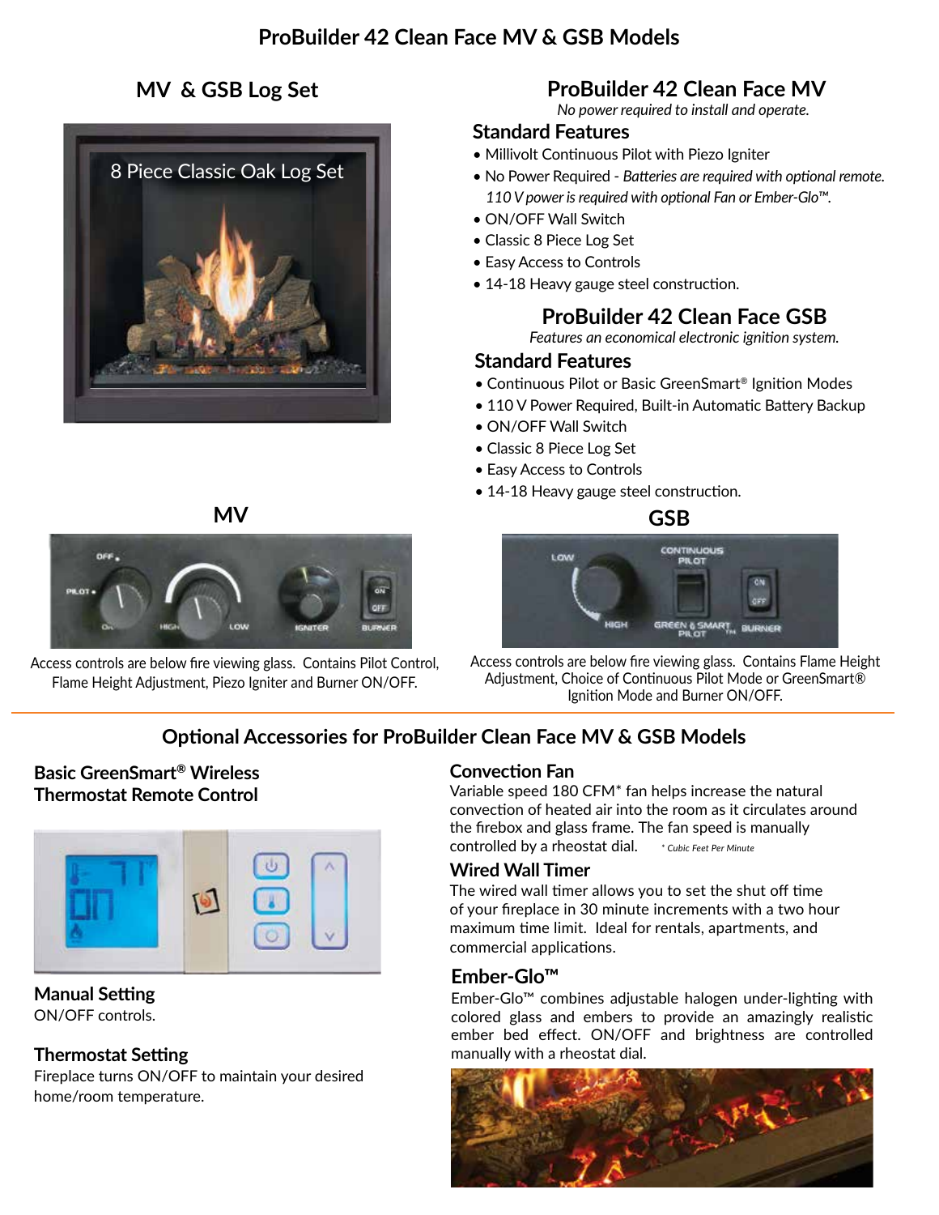# ProBuilder 42 Clean Face MV & GSB Models

## MV & GSB Log Set

8 Piece Classic Oak Log Set

## ProBuilder 42 Clean Face MV

*No power required to install and operate.*

### Standard Features

- Millivolt Continuous Pilot with Piezo Igniter
- No Power Required - *Batteries are required with optional remote. 110 V power is required with optional Fan or Ember-Glo™.*
- ON/OFF Wall Switch
- Classic 8 Piece Log Set
- Easy Access to Controls
- 14-18 Heavy gauge steel construction.

## ProBuilder 42 Clean Face GSB

*Features an economical electronic ignition system.*

### Standard Features

- Continuous Pilot or Basic GreenSmart® Ignition Modes
- 110 V Power Required, Built-in Automatic Battery Backup
- ON/OFF Wall Switch
- Classic 8 Piece Log Set
- Easy Access to Controls
- 14-18 Heavy gauge steel construction.

### MV

Access controls are below fire viewing glass. Contains Pilot Control, Flame Height Adjustment, Piezo Igniter and Burner ON/OFF.

### GSB

Access controls are below fire viewing glass. Contains Flame Height Adjustment, Choice of Continuous Pilot Mode or GreenSmart® Ignition Mode and Burner ON/OFF.

## Optional Accessories for ProBuilder Clean Face MV & GSB Models

### Basic GreenSmart® Wireless Thermostat Remote Control

**Manual Setting**
ON/OFF controls.

**Thermostat Setting**
Fireplace turns ON/OFF to maintain your desired home/room temperature.

### Convection Fan

Variable speed 180 CFM* fan helps increase the natural convection of heated air into the room as it circulates around the firebox and glass frame. The fan speed is manually controlled by a rheostat dial.

*\* Cubic Feet Per Minute*

### Wired Wall Timer

The wired wall timer allows you to set the shut off time of your fireplace in 30 minute increments with a two hour maximum time limit. Ideal for rentals, apartments, and commercial applications.

### Ember-Glo™

Ember-Glo™ combines adjustable halogen under-lighting with colored glass and embers to provide an amazingly realistic ember bed effect. ON/OFF and brightness are controlled manually with a rheostat dial.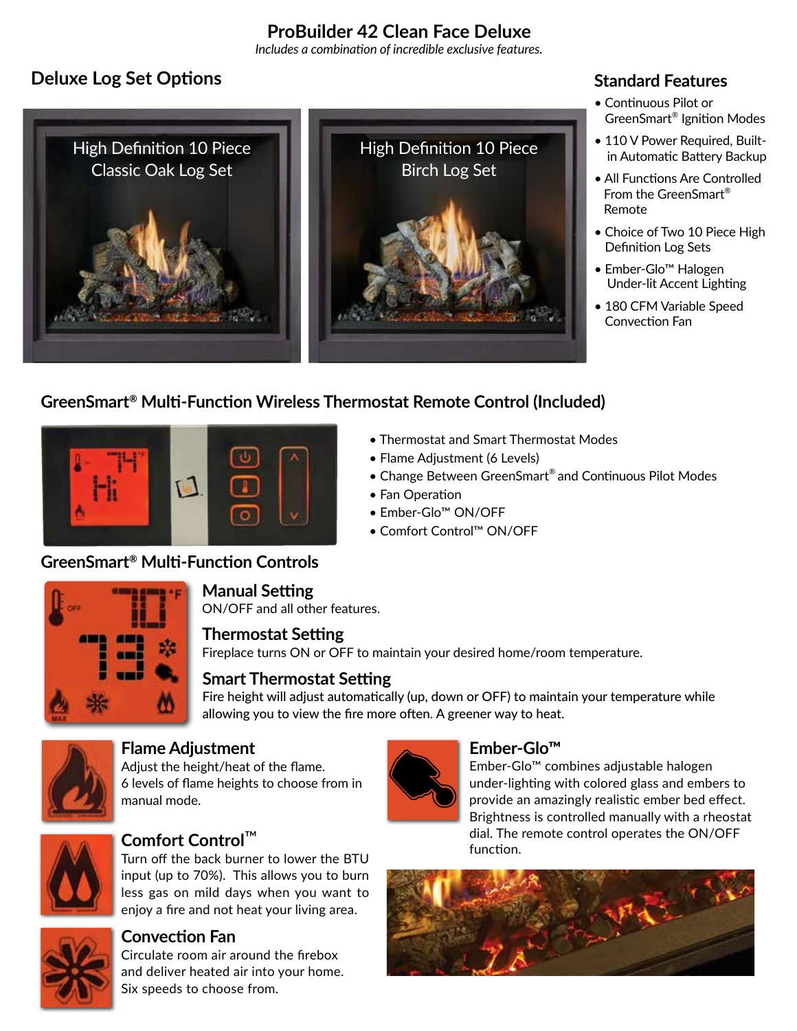# ProBuilder 42 Clean Face Deluxe

*Includes a combination of incredible exclusive features.*

## Deluxe Log Set Options

High Definition 10 Piece Classic Oak Log Set

High Definition 10 Piece Birch Log Set

## Standard Features

- Continuous Pilot or GreenSmart® Ignition Modes
- 110 V Power Required, Built-in Automatic Battery Backup
- All Functions Are Controlled From the GreenSmart® Remote
- Choice of Two 10 Piece High Definition Log Sets
- Ember-Glo™ Halogen Under-lit Accent Lighting
- 180 CFM Variable Speed Convection Fan

## GreenSmart® Multi-Function Wireless Thermostat Remote Control (Included)

- Thermostat and Smart Thermostat Modes
- Flame Adjustment (6 Levels)
- Change Between GreenSmart® and Continuous Pilot Modes
- Fan Operation
- Ember-Glo™ ON/OFF
- Comfort Control™ ON/OFF

## GreenSmart® Multi-Function Controls

### Manual Setting

ON/OFF and all other features.

### Thermostat Setting

Fireplace turns ON or OFF to maintain your desired home/room temperature.

### Smart Thermostat Setting

Fire height will adjust automatically (up, down or OFF) to maintain your temperature while allowing you to view the fire more often. A greener way to heat.

### Flame Adjustment

Adjust the height/heat of the flame. 6 levels of flame heights to choose from in manual mode.

### Comfort Control™

Turn off the back burner to lower the BTU input (up to 70%). This allows you to burn less gas on mild days when you want to enjoy a fire and not heat your living area.

### Convection Fan

Circulate room air around the firebox and deliver heated air into your home. Six speeds to choose from.

### Ember-Glo™

Ember-Glo™ combines adjustable halogen under-lighting with colored glass and embers to provide an amazingly realistic ember bed effect. Brightness is controlled manually with a rheostat dial. The remote control operates the ON/OFF function.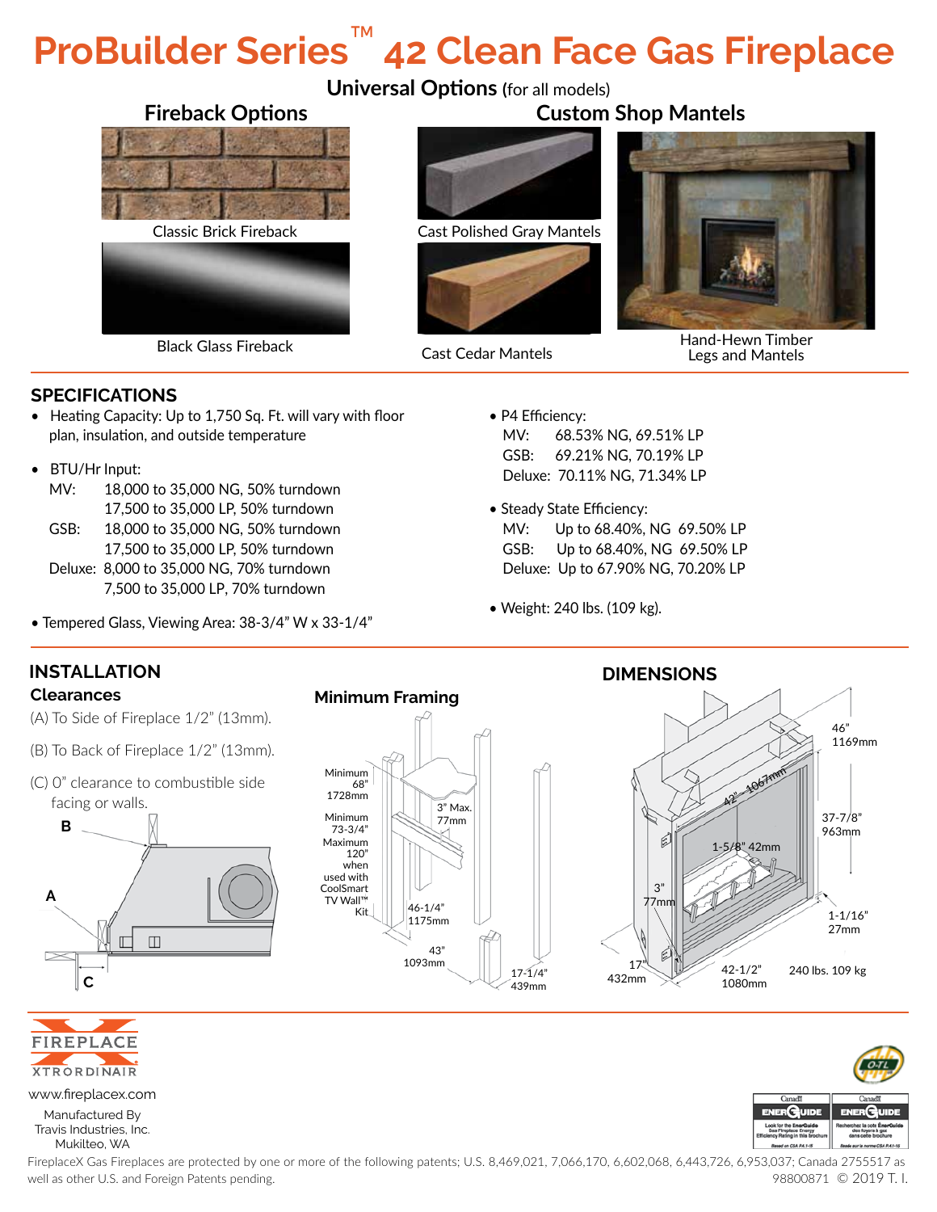# ProBuilder Series™ 42 Clean Face Gas Fireplace

## Universal Options (for all models)

### Fireback Options

Classic Brick Fireback

Black Glass Fireback

### Custom Shop Mantels

Cast Polished Gray Mantels

Cast Cedar Mantels

Hand-Hewn Timber Legs and Mantels

## SPECIFICATIONS

- Heating Capacity: Up to 1,750 Sq. Ft. will vary with floor plan, insulation, and outside temperature
- BTU/Hr Input:
  - MV: 18,000 to 35,000 NG, 50% turndown; 17,500 to 35,000 LP, 50% turndown
  - GSB: 18,000 to 35,000 NG, 50% turndown; 17,500 to 35,000 LP, 50% turndown
  - Deluxe: 8,000 to 35,000 NG, 70% turndown; 7,500 to 35,000 LP, 70% turndown
- Tempered Glass, Viewing Area: 38-3/4" W x 33-1/4"
- P4 Efficiency:
  - MV: 68.53% NG, 69.51% LP
  - GSB: 69.21% NG, 70.19% LP
  - Deluxe: 70.11% NG, 71.34% LP
- Steady State Efficiency:
  - MV: Up to 68.40%, NG 69.50% LP
  - GSB: Up to 68.40%, NG 69.50% LP
  - Deluxe: Up to 67.90% NG, 70.20% LP
- Weight: 240 lbs. (109 kg).

## INSTALLATION

### Clearances

(A) To Side of Fireplace 1/2" (13mm).

(B) To Back of Fireplace 1/2" (13mm).

(C) 0" clearance to combustible side facing or walls.

B

A

C

### Minimum Framing

Minimum 68" 1728mm

Minimum 73-3/4" Maximum 120" when used with CoolSmart TV Wall™ Kit

3" Max. 77mm

46-1/4" 1175mm

43" 1093mm

17-1/4" 439mm

## DIMENSIONS

46" 1169mm

42" 1067mm

37-7/8" 963mm

1-5/8" 42mm

3" 77mm

1-1/16" 27mm

17" 432mm

42-1/2" 1080mm

240 lbs. 109 kg

FIREPLACE XTRORDINAIR

www.fireplacex.com

Manufactured By Travis Industries, Inc. Mukilteo, WA

FireplaceX Gas Fireplaces are protected by one or more of the following patents; U.S. 8,469,021, 7,066,170, 6,602,068, 6,443,726, 6,953,037; Canada 2755517 as well as other U.S. and Foreign Patents pending.

98800871 © 2019 T. I.